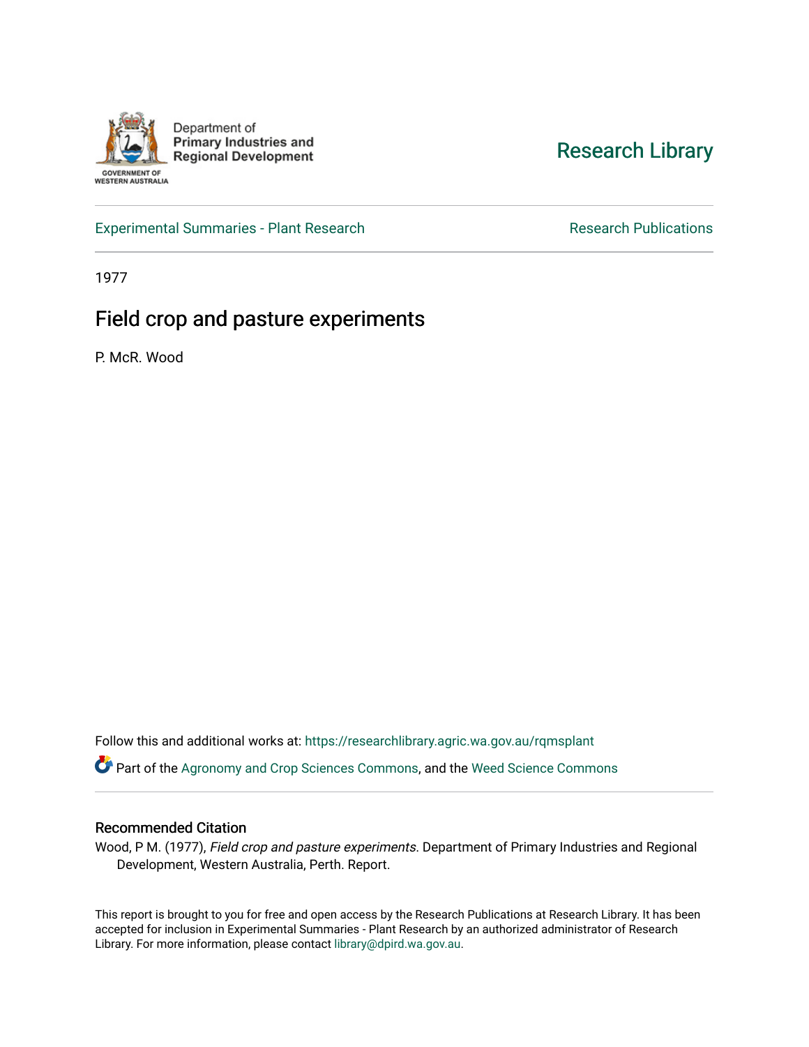Department of Primary Industries and Regional Development

GOVERNMENT OF WESTERN AUSTRALIA

Research Library

Experimental Summaries - Plant Research

Research Publications

1977

# Field crop and pasture experiments

P. McR. Wood

Follow this and additional works at: https://researchlibrary.agric.wa.gov.au/rqmsplant

Part of the Agronomy and Crop Sciences Commons, and the Weed Science Commons

## Recommended Citation

Wood, P M. (1977), *Field crop and pasture experiments*. Department of Primary Industries and Regional Development, Western Australia, Perth. Report.

This report is brought to you for free and open access by the Research Publications at Research Library. It has been accepted for inclusion in Experimental Summaries - Plant Research by an authorized administrator of Research Library. For more information, please contact library@dpird.wa.gov.au.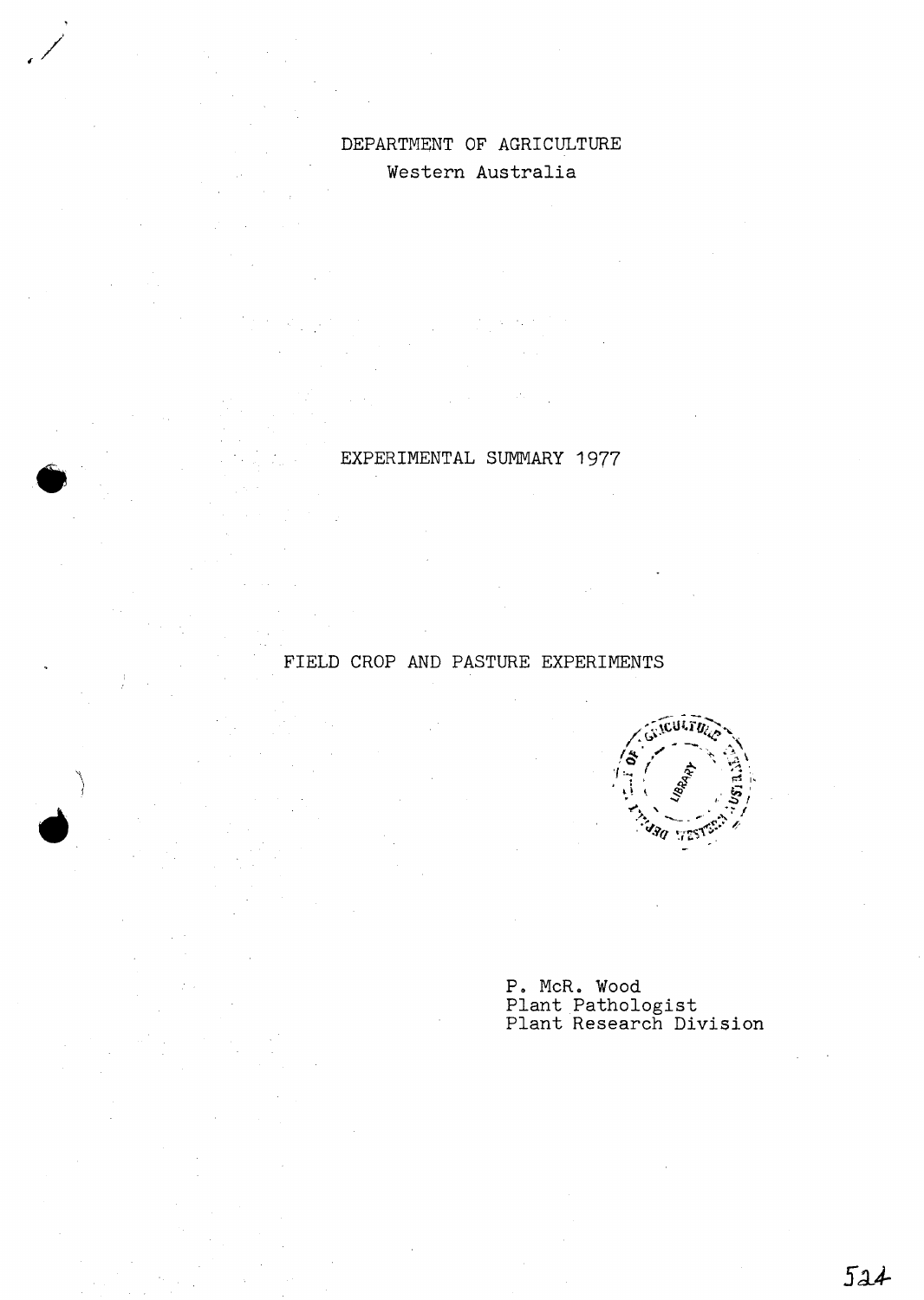DEPARTMENT OF AGRICULTURE
Western Australia

# EXPERIMENTAL SUMMARY 1977

## FIELD CROP AND PASTURE EXPERIMENTS

P. McR. Wood
Plant Pathologist
Plant Research Division

524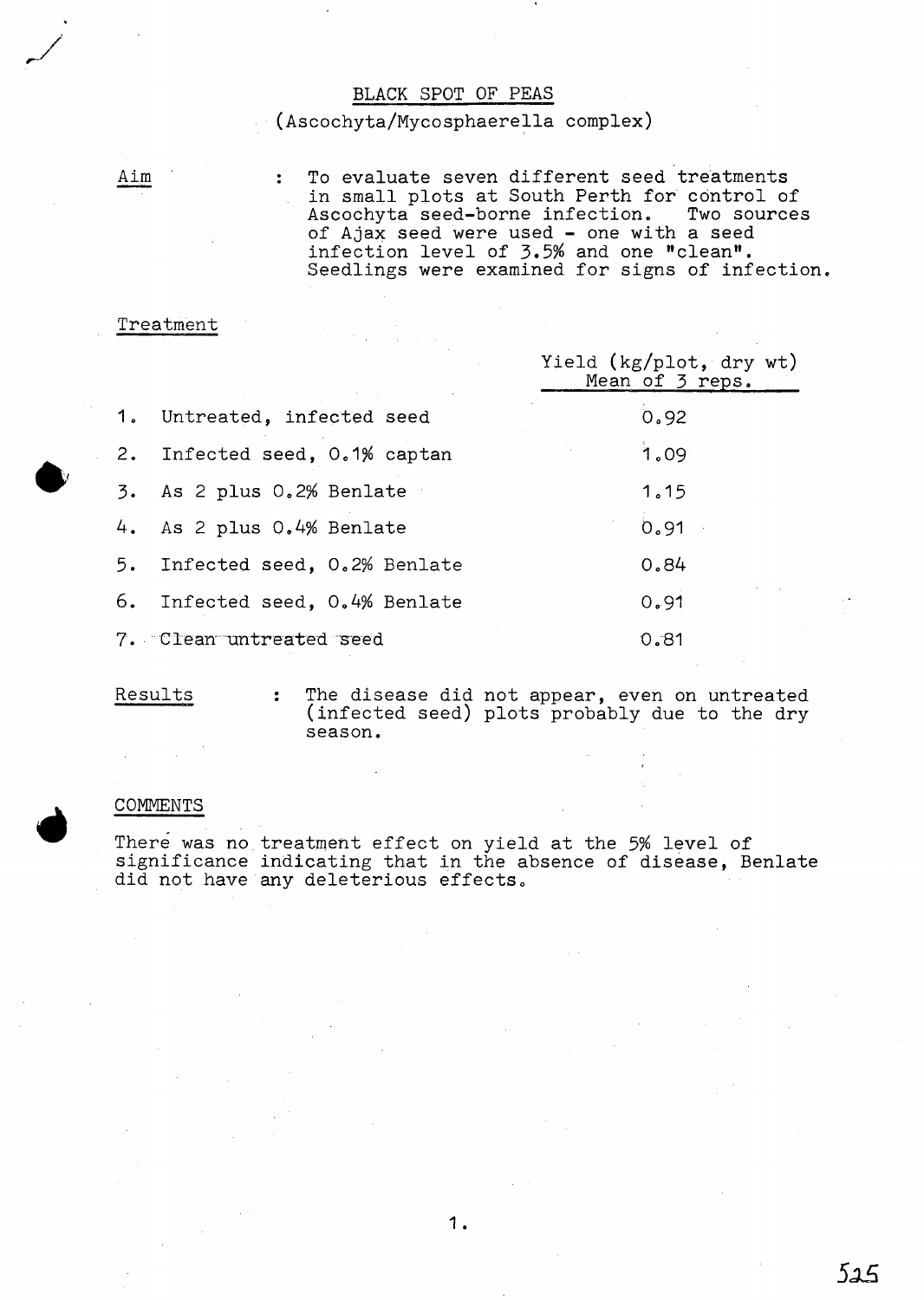# BLACK SPOT OF PEAS

## (Ascochyta/Mycosphaerella complex)

**Aim** : To evaluate seven different seed treatments in small plots at South Perth for control of Ascochyta seed-borne infection. Two sources of Ajax seed were used - one with a seed infection level of 3.5% and one "clean". Seedlings were examined for signs of infection.

**Treatment**

| Treatment | Yield (kg/plot, dry wt) Mean of 3 reps. |
|---|---|
| 1. Untreated, infected seed | 0.92 |
| 2. Infected seed, 0.1% captan | 1.09 |
| 3. As 2 plus 0.2% Benlate | 1.15 |
| 4. As 2 plus 0.4% Benlate | 0.91 |
| 5. Infected seed, 0.2% Benlate | 0.84 |
| 6. Infected seed, 0.4% Benlate | 0.91 |
| 7. Clean untreated seed | 0.81 |

**Results** : The disease did not appear, even on untreated (infected seed) plots probably due to the dry season.

## COMMENTS

There was no treatment effect on yield at the 5% level of significance indicating that in the absence of disease, Benlate did not have any deleterious effects.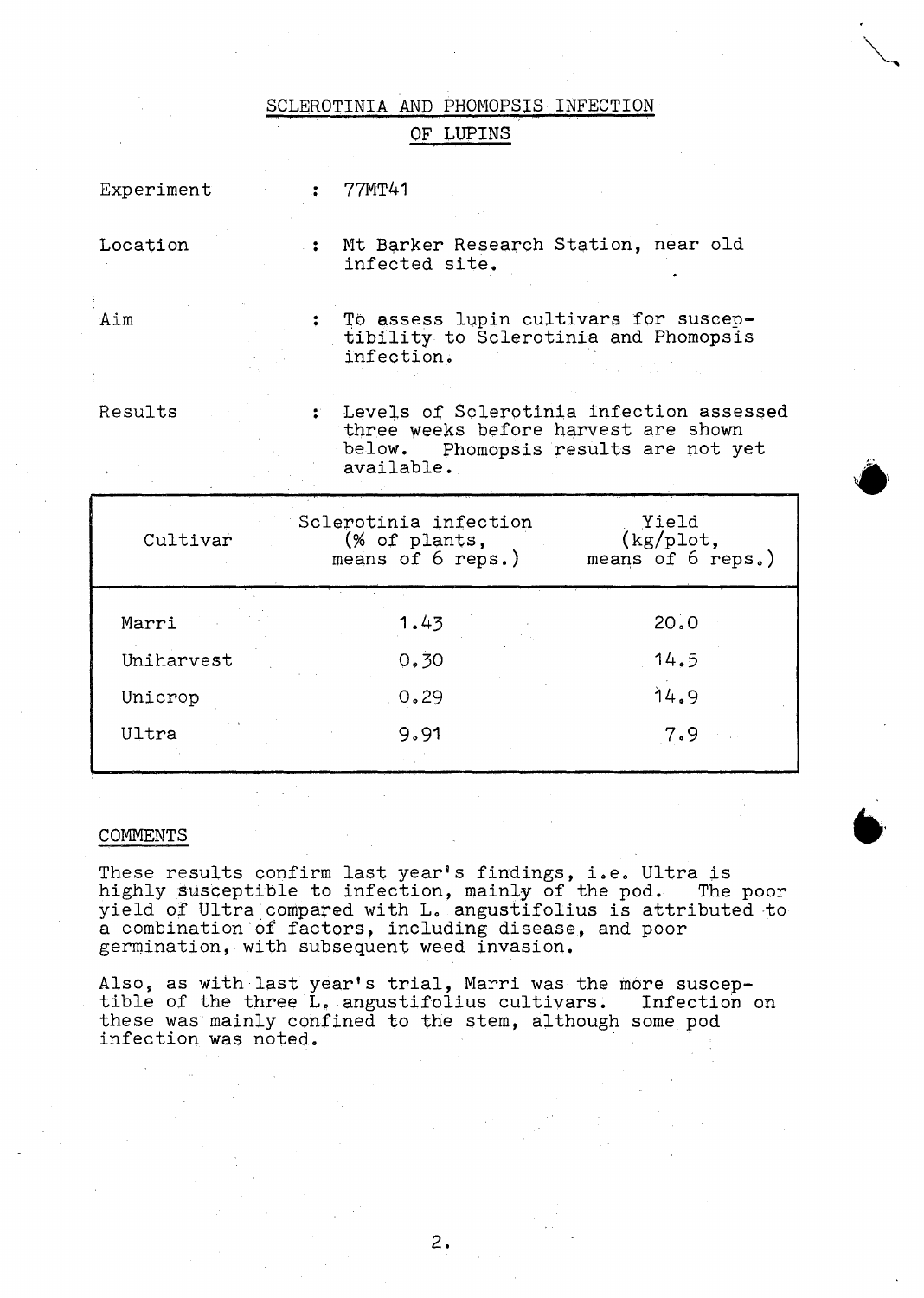# SCLEROTINIA AND PHOMOPSIS INFECTION OF LUPINS

Experiment : 77MT41

Location : Mt Barker Research Station, near old infected site.

Aim : To assess lupin cultivars for susceptibility to Sclerotinia and Phomopsis infection.

Results : Levels of Sclerotinia infection assessed three weeks before harvest are shown below. Phomopsis results are not yet available.

| Cultivar | Sclerotinia infection (% of plants, means of 6 reps.) | Yield (kg/plot, means of 6 reps.) |
|---|---|---|
| Marri | 1.43 | 20.0 |
| Uniharvest | 0.30 | 14.5 |
| Unicrop | 0.29 | 14.9 |
| Ultra | 9.91 | 7.9 |

## COMMENTS

These results confirm last year's findings, i.e. Ultra is highly susceptible to infection, mainly of the pod. The poor yield of Ultra compared with L. angustifolius is attributed to a combination of factors, including disease, and poor germination, with subsequent weed invasion.

Also, as with last year's trial, Marri was the more susceptible of the three L. angustifolius cultivars. Infection on these was mainly confined to the stem, although some pod infection was noted.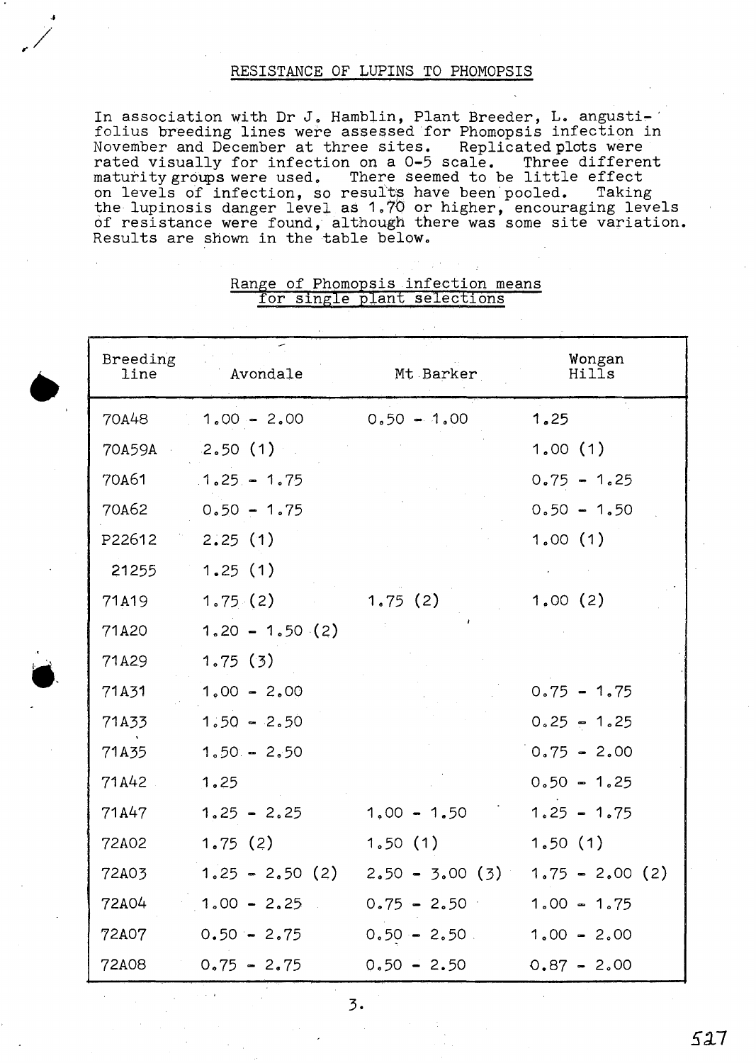## RESISTANCE OF LUPINS TO PHOMOPSIS

In association with Dr J. Hamblin, Plant Breeder, L. angustifolius breeding lines were assessed for Phomopsis infection in November and December at three sites. Replicated plots were rated visually for infection on a 0-5 scale. Three different maturity groups were used. There seemed to be little effect on levels of infection, so results have been pooled. Taking the lupinosis danger level as 1.70 or higher, encouraging levels of resistance were found, although there was some site variation. Results are shown in the table below.

### Range of Phomopsis infection means for single plant selections

| Breeding line | Avondale | Mt Barker | Wongan Hills |
|---|---|---|---|
| 70A48 | 1.00 - 2.00 | 0.50 - 1.00 | 1.25 |
| 70A59A | 2.50 (1) | | 1.00 (1) |
| 70A61 | 1.25 - 1.75 | | 0.75 - 1.25 |
| 70A62 | 0.50 - 1.75 | | 0.50 - 1.50 |
| P22612 | 2.25 (1) | | 1.00 (1) |
| 21255 | 1.25 (1) | | |
| 71A19 | 1.75 (2) | 1.75 (2) | 1.00 (2) |
| 71A20 | 1.20 - 1.50 (2) | | |
| 71A29 | 1.75 (3) | | |
| 71A31 | 1.00 - 2.00 | | 0.75 - 1.75 |
| 71A33 | 1.50 - 2.50 | | 0.25 - 1.25 |
| 71A35 | 1.50 - 2.50 | | 0.75 - 2.00 |
| 71A42 | 1.25 | | 0.50 - 1.25 |
| 71A47 | 1.25 - 2.25 | 1.00 - 1.50 | 1.25 - 1.75 |
| 72A02 | 1.75 (2) | 1.50 (1) | 1.50 (1) |
| 72A03 | 1.25 - 2.50 (2) | 2.50 - 3.00 (3) | 1.75 - 2.00 (2) |
| 72A04 | 1.00 - 2.25 | 0.75 - 2.50 | 1.00 - 1.75 |
| 72A07 | 0.50 - 2.75 | 0.50 - 2.50 | 1.00 - 2.00 |
| 72A08 | 0.75 - 2.75 | 0.50 - 2.50 | 0.87 - 2.00 |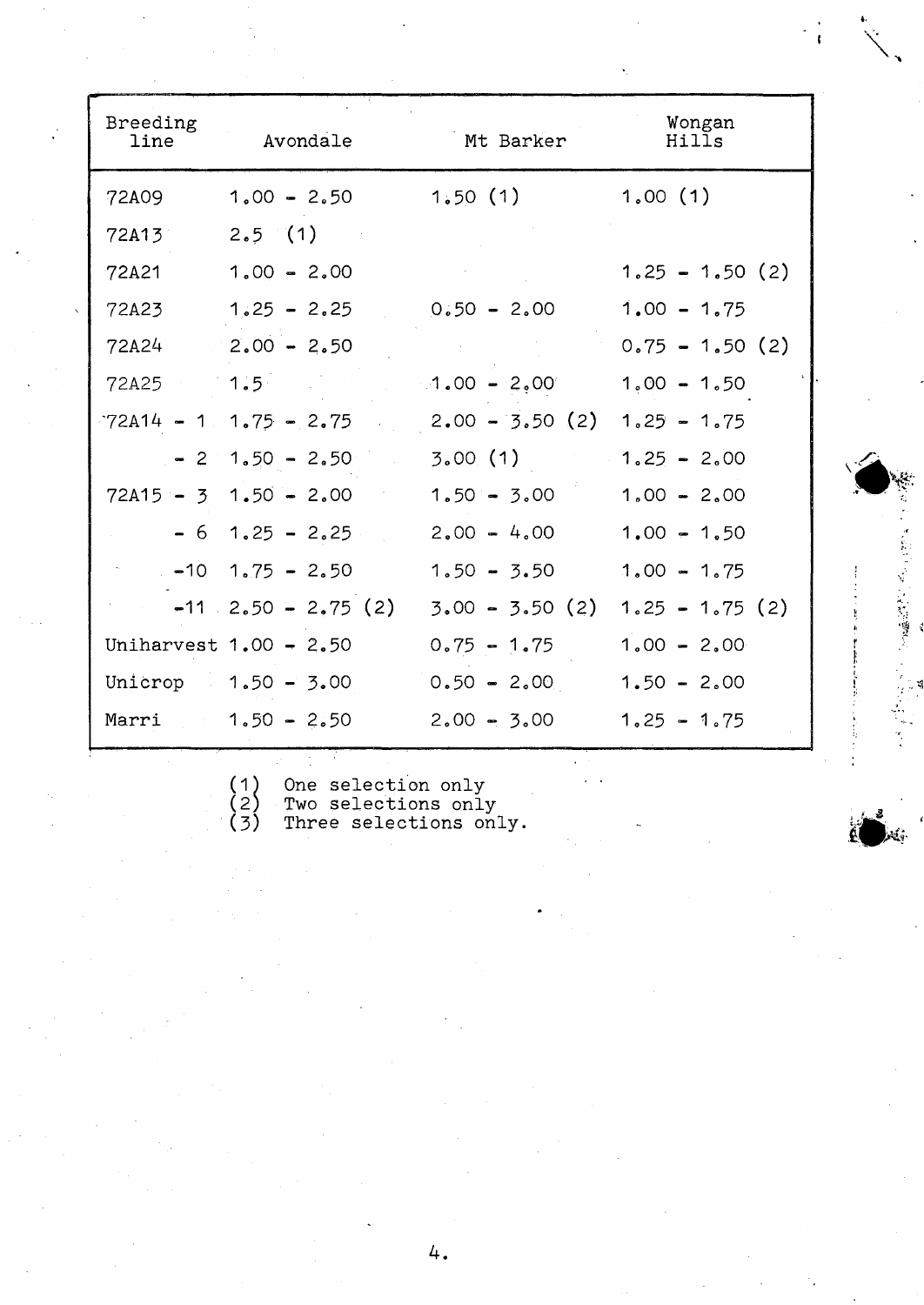| Breeding line | Avondale | Mt Barker | Wongan Hills |
|---|---|---|---|
| 72A09 | 1.00 - 2.50 | 1.50 (1) | 1.00 (1) |
| 72A13 | 2.5 (1) | | |
| 72A21 | 1.00 - 2.00 | | 1.25 - 1.50 (2) |
| 72A23 | 1.25 - 2.25 | 0.50 - 2.00 | 1.00 - 1.75 |
| 72A24 | 2.00 - 2.50 | | 0.75 - 1.50 (2) |
| 72A25 | 1.5 | 1.00 - 2.00 | 1.00 - 1.50 |
| 72A14 - 1 | 1.75 - 2.75 | 2.00 - 3.50 (2) | 1.25 - 1.75 |
| - 2 | 1.50 - 2.50 | 3.00 (1) | 1.25 - 2.00 |
| 72A15 - 3 | 1.50 - 2.00 | 1.50 - 3.00 | 1.00 - 2.00 |
| - 6 | 1.25 - 2.25 | 2.00 - 4.00 | 1.00 - 1.50 |
| -10 | 1.75 - 2.50 | 1.50 - 3.50 | 1.00 - 1.75 |
| -11 | 2.50 - 2.75 (2) | 3.00 - 3.50 (2) | 1.25 - 1.75 (2) |
| Uniharvest | 1.00 - 2.50 | 0.75 - 1.75 | 1.00 - 2.00 |
| Unicrop | 1.50 - 3.00 | 0.50 - 2.00 | 1.50 - 2.00 |
| Marri | 1.50 - 2.50 | 2.00 - 3.00 | 1.25 - 1.75 |

(1) One selection only
(2) Two selections only
(3) Three selections only.